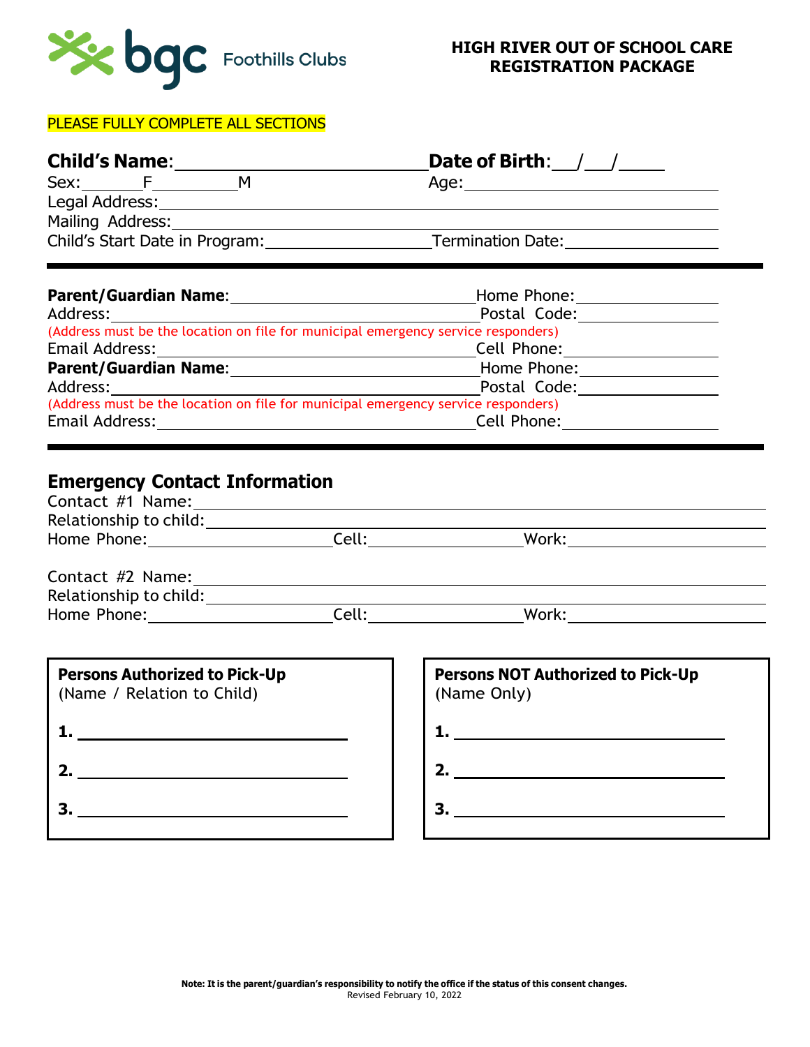bgc Foothills Clubs

# HIGH RIVER OUT OF SCHOOL CARE REGISTRATION PACKAGE

PLEASE FULLY COMPLETE ALL SECTIONS

**Child's Name**:____________________________ **Date of Birth**:___/___/_____

Sex:_______F__________M Age:_____________________________

Legal Address:_____________________________________________________________

Mailing Address:____________________________________________________________

Child's Start Date in Program:___________________ Termination Date:__________________

---

**Parent/Guardian Name**:______________________________ Home Phone:________________

Address:_____________________________________________ Postal Code:________________

(Address must be the location on file for municipal emergency service responders)

Email Address:_______________________________________ Cell Phone:________________

**Parent/Guardian Name**:______________________________ Home Phone:________________

Address:_____________________________________________ Postal Code:________________

(Address must be the location on file for municipal emergency service responders)

Email Address:_______________________________________ Cell Phone:________________

---

## Emergency Contact Information

Contact #1 Name:___________________________________________________________

Relationship to child:_______________________________________________________

Home Phone:____________________ Cell:__________________ Work:____________________

Contact #2 Name:___________________________________________________________

Relationship to child:_______________________________________________________

Home Phone:____________________ Cell:__________________ Work:____________________

**Persons Authorized to Pick-Up**
(Name / Relation to Child)

1. ______________________________
2. ______________________________
3. ______________________________

**Persons NOT Authorized to Pick-Up**
(Name Only)

1. ______________________________
2. ______________________________
3. ______________________________

**Note: It is the parent/guardian's responsibility to notify the office if the status of this consent changes.**
Revised February 10, 2022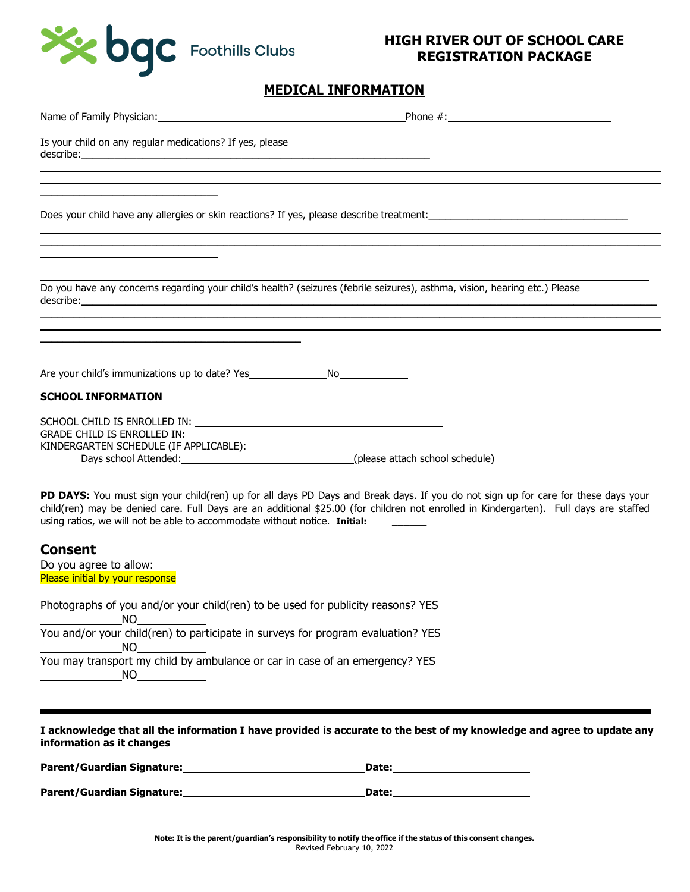# HIGH RIVER OUT OF SCHOOL CARE REGISTRATION PACKAGE

## MEDICAL INFORMATION

Name of Family Physician: ______________________________ Phone #: ____________________

Is your child on any regular medications? If yes, please describe: ______________________________________________

______________________________________________________________________________

______________________________________________________________________________

______________________

Does your child have any allergies or skin reactions? If yes, please describe treatment: __________________________

______________________________________________________________________________

______________________________________________________________________________

______________________

______________________________________________________________________________

Do you have any concerns regarding your child's health? (seizures (febrile seizures), asthma, vision, hearing etc.) Please describe: ______________________________________________________________________________

______________________________________________________________________________

______________________________________________________________________________

__________________________________

Are your child's immunizations up to date? Yes__________ No__________

**SCHOOL INFORMATION**

SCHOOL CHILD IS ENROLLED IN: ______________________________

GRADE CHILD IS ENROLLED IN: ______________________________

KINDERGARTEN SCHEDULE (IF APPLICABLE):

Days school Attended: ______________________(please attach school schedule)

**PD DAYS:** You must sign your child(ren) up for all days PD Days and Break days. If you do not sign up for care for these days your child(ren) may be denied care. Full Days are an additional $25.00 (for children not enrolled in Kindergarten). Full days are staffed using ratios, we will not be able to accommodate without notice. **Initial:** ______

## Consent

Do you agree to allow:

Please initial by your response

Photographs of you and/or your child(ren) to be used for publicity reasons? YES __________ NO__________

You and/or your child(ren) to participate in surveys for program evaluation? YES __________ NO__________

You may transport my child by ambulance or car in case of an emergency? YES __________ NO__________

---

**I acknowledge that all the information I have provided is accurate to the best of my knowledge and agree to update any information as it changes**

**Parent/Guardian Signature:** ______________________ **Date:** __________________

**Parent/Guardian Signature:** ______________________ **Date:** __________________

**Note: It is the parent/guardian's responsibility to notify the office if the status of this consent changes.**

Revised February 10, 2022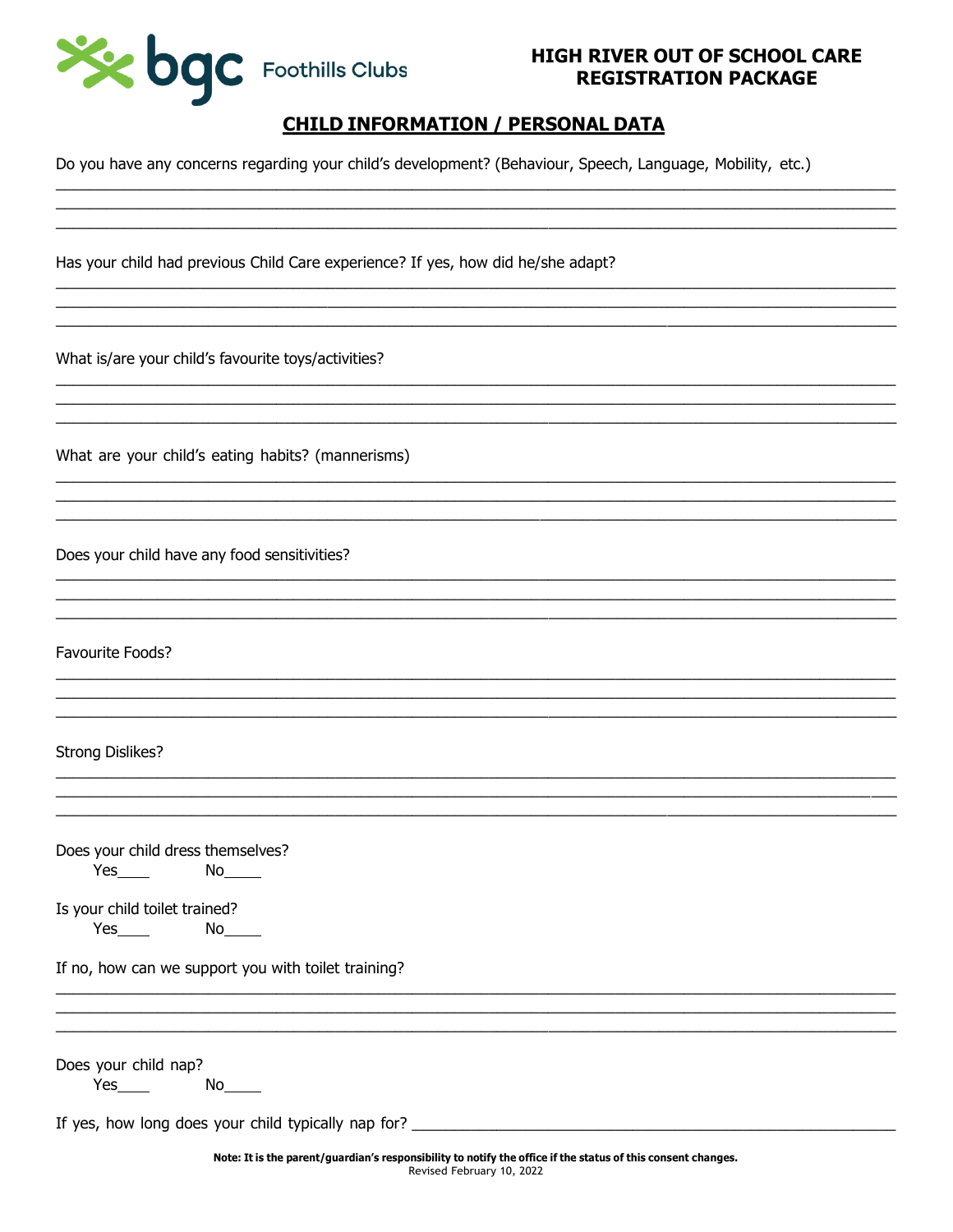**HIGH RIVER OUT OF SCHOOL CARE**
**REGISTRATION PACKAGE**

## CHILD INFORMATION / PERSONAL DATA

Do you have any concerns regarding your child's development? (Behaviour, Speech, Language, Mobility, etc.)

______________________________________________________________________________
______________________________________________________________________________
______________________________________________________________________________

Has your child had previous Child Care experience? If yes, how did he/she adapt?

______________________________________________________________________________
______________________________________________________________________________
______________________________________________________________________________

What is/are your child's favourite toys/activities?

______________________________________________________________________________
______________________________________________________________________________
______________________________________________________________________________

What are your child's eating habits? (mannerisms)

______________________________________________________________________________
______________________________________________________________________________
______________________________________________________________________________

Does your child have any food sensitivities?

______________________________________________________________________________
______________________________________________________________________________
______________________________________________________________________________

Favourite Foods?

______________________________________________________________________________
______________________________________________________________________________
______________________________________________________________________________

Strong Dislikes?

______________________________________________________________________________
______________________________________________________________________________
______________________________________________________________________________

Does your child dress themselves?
Yes____ No_____

Is your child toilet trained?
Yes____ No_____

If no, how can we support you with toilet training?

______________________________________________________________________________
______________________________________________________________________________
______________________________________________________________________________

Does your child nap?
Yes____ No_____

If yes, how long does your child typically nap for? ______________________________

**Note: It is the parent/guardian's responsibility to notify the office if the status of this consent changes.**
Revised February 10, 2022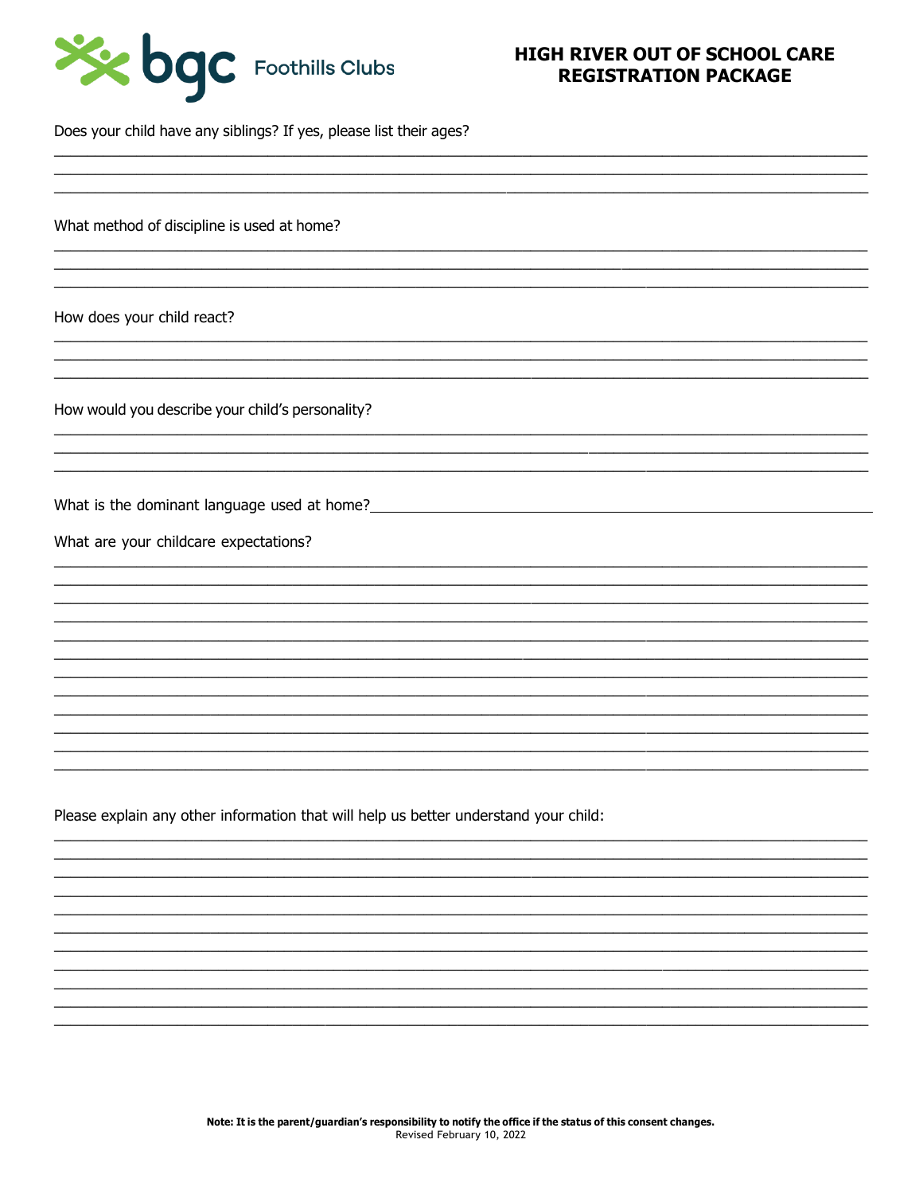bgc Foothills Clubs

## HIGH RIVER OUT OF SCHOOL CARE REGISTRATION PACKAGE

Does your child have any siblings? If yes, please list their ages?

______________________________________________________________________________
______________________________________________________________________________
______________________________________________________________________________

What method of discipline is used at home?

______________________________________________________________________________
______________________________________________________________________________
______________________________________________________________________________

How does your child react?

______________________________________________________________________________
______________________________________________________________________________
______________________________________________________________________________

How would you describe your child's personality?

______________________________________________________________________________
______________________________________________________________________________
______________________________________________________________________________

What is the dominant language used at home?______________________________________

What are your childcare expectations?

______________________________________________________________________________
______________________________________________________________________________
______________________________________________________________________________
______________________________________________________________________________
______________________________________________________________________________
______________________________________________________________________________
______________________________________________________________________________
______________________________________________________________________________
______________________________________________________________________________
______________________________________________________________________________
______________________________________________________________________________
______________________________________________________________________________

Please explain any other information that will help us better understand your child:

______________________________________________________________________________
______________________________________________________________________________
______________________________________________________________________________
______________________________________________________________________________
______________________________________________________________________________
______________________________________________________________________________
______________________________________________________________________________
______________________________________________________________________________
______________________________________________________________________________
______________________________________________________________________________
______________________________________________________________________________

**Note: It is the parent/guardian's responsibility to notify the office if the status of this consent changes.**
Revised February 10, 2022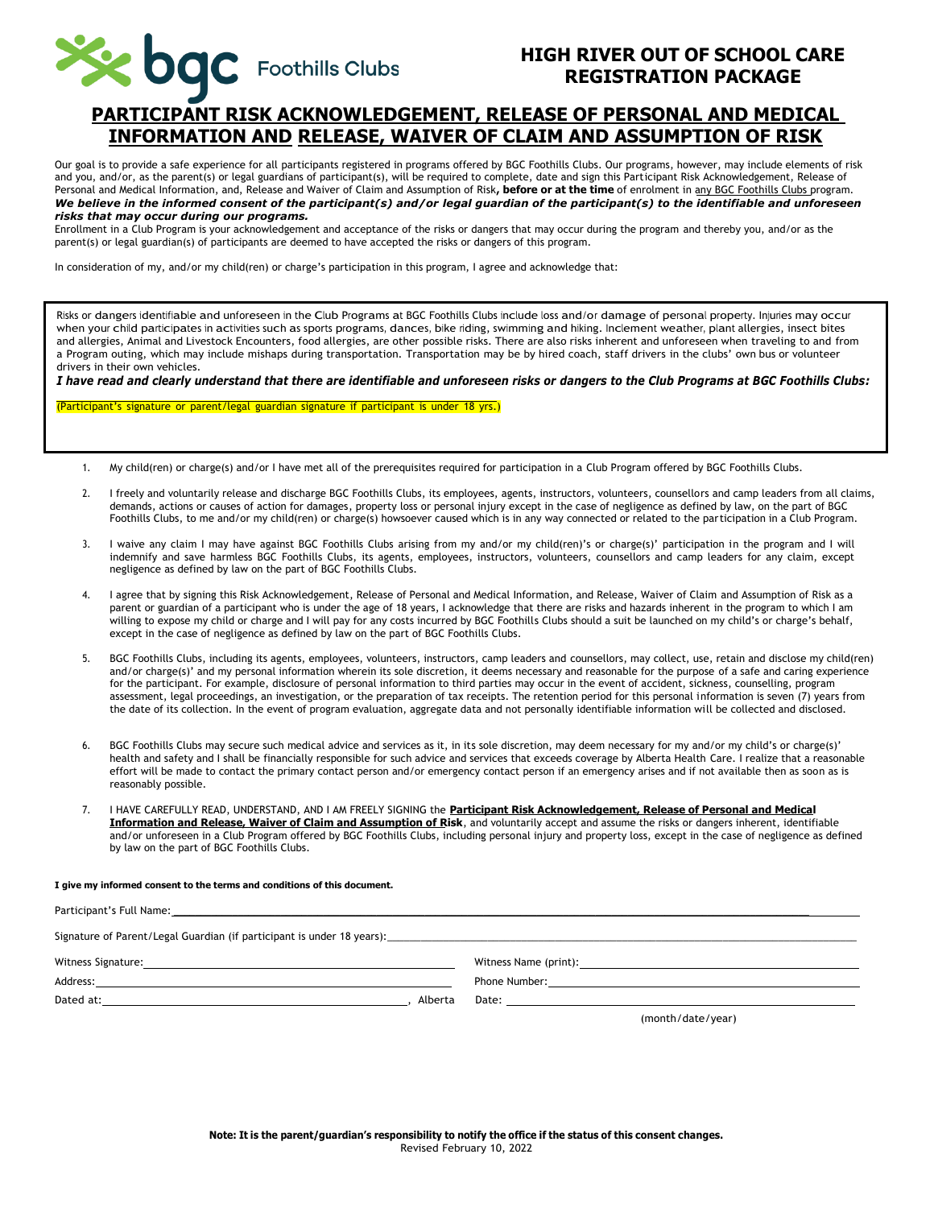bgc Foothills Clubs

# HIGH RIVER OUT OF SCHOOL CARE REGISTRATION PACKAGE

## PARTICIPANT RISK ACKNOWLEDGEMENT, RELEASE OF PERSONAL AND MEDICAL INFORMATION AND RELEASE, WAIVER OF CLAIM AND ASSUMPTION OF RISK

Our goal is to provide a safe experience for all participants registered in programs offered by BGC Foothills Clubs. Our programs, however, may include elements of risk and you, and/or, as the parent(s) or legal guardians of participant(s), will be required to complete, date and sign this Participant Risk Acknowledgement, Release of Personal and Medical Information, and, Release and Waiver of Claim and Assumption of Risk**, before or at the time** of enrolment in any BGC Foothills Clubs program.
***We believe in the informed consent of the participant(s) and/or legal guardian of the participant(s) to the identifiable and unforeseen risks that may occur during our programs.***
Enrollment in a Club Program is your acknowledgement and acceptance of the risks or dangers that may occur during the program and thereby you, and/or as the parent(s) or legal guardian(s) of participants are deemed to have accepted the risks or dangers of this program.

In consideration of my, and/or my child(ren) or charge's participation in this program, I agree and acknowledge that:

Risks or dangers identifiable and unforeseen in the Club Programs at BGC Foothills Clubs include loss and/or damage of personal property. Injuries may occur when your child participates in activities such as sports programs, dances, bike riding, swimming and hiking. Inclement weather, plant allergies, insect bites and allergies, Animal and Livestock Encounters, food allergies, are other possible risks. There are also risks inherent and unforeseen when traveling to and from a Program outing, which may include mishaps during transportation. Transportation may be by hired coach, staff drivers in the clubs' own bus or volunteer drivers in their own vehicles.

***I have read and clearly understand that there are identifiable and unforeseen risks or dangers to the Club Programs at BGC Foothills Clubs:***

(Participant's signature or parent/legal guardian signature if participant is under 18 yrs.)

1. My child(ren) or charge(s) and/or I have met all of the prerequisites required for participation in a Club Program offered by BGC Foothills Clubs.

2. I freely and voluntarily release and discharge BGC Foothills Clubs, its employees, agents, instructors, volunteers, counsellors and camp leaders from all claims, demands, actions or causes of action for damages, property loss or personal injury except in the case of negligence as defined by law, on the part of BGC Foothills Clubs, to me and/or my child(ren) or charge(s) howsoever caused which is in any way connected or related to the participation in a Club Program.

3. I waive any claim I may have against BGC Foothills Clubs arising from my and/or my child(ren)'s or charge(s)' participation in the program and I will indemnify and save harmless BGC Foothills Clubs, its agents, employees, instructors, volunteers, counsellors and camp leaders for any claim, except negligence as defined by law on the part of BGC Foothills Clubs.

4. I agree that by signing this Risk Acknowledgement, Release of Personal and Medical Information, and Release, Waiver of Claim and Assumption of Risk as a parent or guardian of a participant who is under the age of 18 years, I acknowledge that there are risks and hazards inherent in the program to which I am willing to expose my child or charge and I will pay for any costs incurred by BGC Foothills Clubs should a suit be launched on my child's or charge's behalf, except in the case of negligence as defined by law on the part of BGC Foothills Clubs.

5. BGC Foothills Clubs, including its agents, employees, volunteers, instructors, camp leaders and counsellors, may collect, use, retain and disclose my child(ren) and/or charge(s)' and my personal information wherein its sole discretion, it deems necessary and reasonable for the purpose of a safe and caring experience for the participant. For example, disclosure of personal information to third parties may occur in the event of accident, sickness, counselling, program assessment, legal proceedings, an investigation, or the preparation of tax receipts. The retention period for this personal information is seven (7) years from the date of its collection. In the event of program evaluation, aggregate data and not personally identifiable information will be collected and disclosed.

6. BGC Foothills Clubs may secure such medical advice and services as it, in its sole discretion, may deem necessary for my and/or my child's or charge(s)' health and safety and I shall be financially responsible for such advice and services that exceeds coverage by Alberta Health Care. I realize that a reasonable effort will be made to contact the primary contact person and/or emergency contact person if an emergency arises and if not available then as soon as is reasonably possible.

7. I HAVE CAREFULLY READ, UNDERSTAND, AND I AM FREELY SIGNING the **Participant Risk Acknowledgement, Release of Personal and Medical Information and Release, Waiver of Claim and Assumption of Risk**, and voluntarily accept and assume the risks or dangers inherent, identifiable and/or unforeseen in a Club Program offered by BGC Foothills Clubs, including personal injury and property loss, except in the case of negligence as defined by law on the part of BGC Foothills Clubs.

**I give my informed consent to the terms and conditions of this document.**

Participant's Full Name: ______________________________

Signature of Parent/Legal Guardian (if participant is under 18 years): ______________________________

Witness Signature: ______________________________ Witness Name (print): ______________________________

Address: ______________________________ Phone Number: ______________________________

Dated at: ______________________________, Alberta Date: ______________________________
(month/date/year)

**Note: It is the parent/guardian's responsibility to notify the office if the status of this consent changes.**
Revised February 10, 2022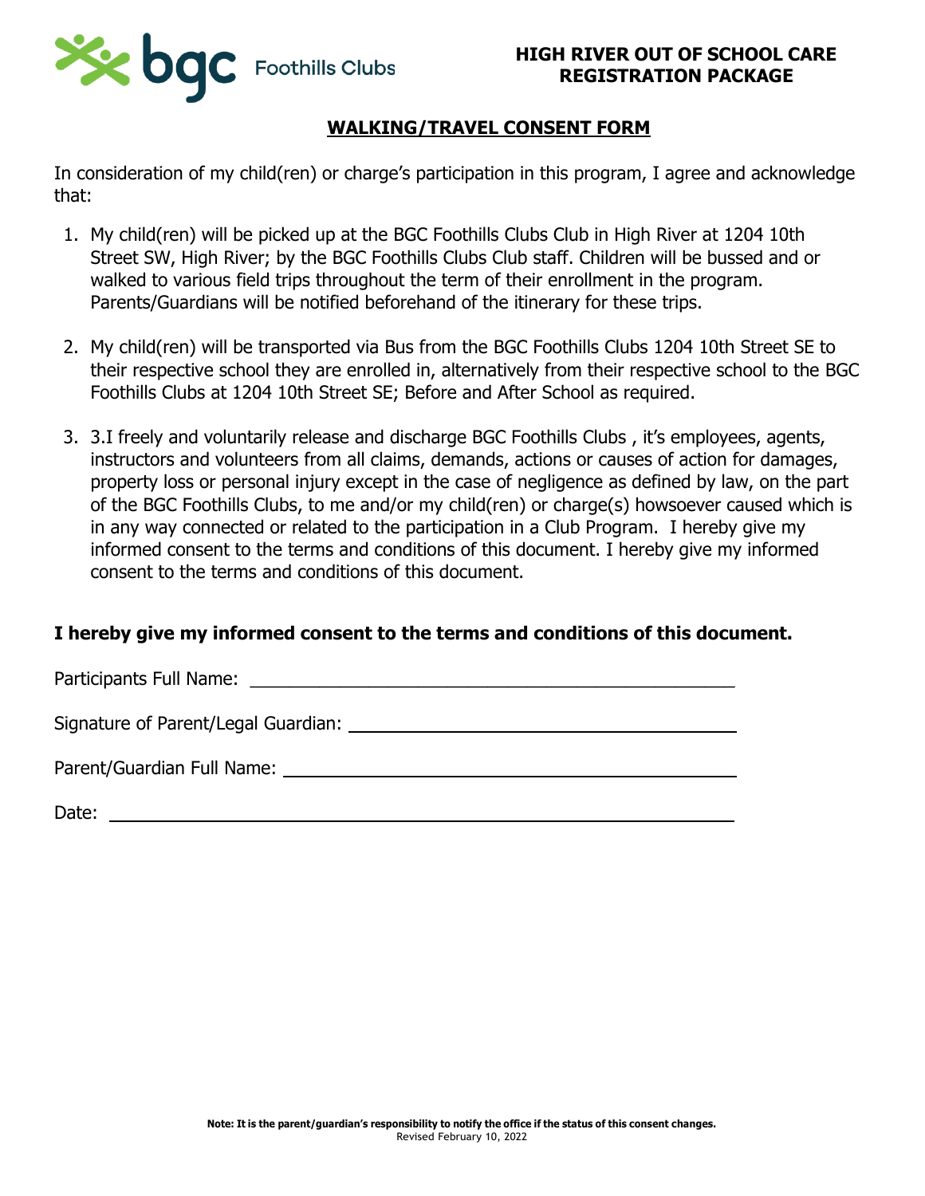# HIGH RIVER OUT OF SCHOOL CARE REGISTRATION PACKAGE

## WALKING/TRAVEL CONSENT FORM

In consideration of my child(ren) or charge's participation in this program, I agree and acknowledge that:

1. My child(ren) will be picked up at the BGC Foothills Clubs Club in High River at 1204 10th Street SW, High River; by the BGC Foothills Clubs Club staff. Children will be bussed and or walked to various field trips throughout the term of their enrollment in the program. Parents/Guardians will be notified beforehand of the itinerary for these trips.

2. My child(ren) will be transported via Bus from the BGC Foothills Clubs 1204 10th Street SE to their respective school they are enrolled in, alternatively from their respective school to the BGC Foothills Clubs at 1204 10th Street SE; Before and After School as required.

3. 3.I freely and voluntarily release and discharge BGC Foothills Clubs , it's employees, agents, instructors and volunteers from all claims, demands, actions or causes of action for damages, property loss or personal injury except in the case of negligence as defined by law, on the part of the BGC Foothills Clubs, to me and/or my child(ren) or charge(s) howsoever caused which is in any way connected or related to the participation in a Club Program. I hereby give my informed consent to the terms and conditions of this document. I hereby give my informed consent to the terms and conditions of this document.

**I hereby give my informed consent to the terms and conditions of this document.**

Participants Full Name: ___________________________________________

Signature of Parent/Legal Guardian: ___________________________________

Parent/Guardian Full Name: ________________________________________

Date: __________________________________________________________

**Note: It is the parent/guardian's responsibility to notify the office if the status of this consent changes.**
Revised February 10, 2022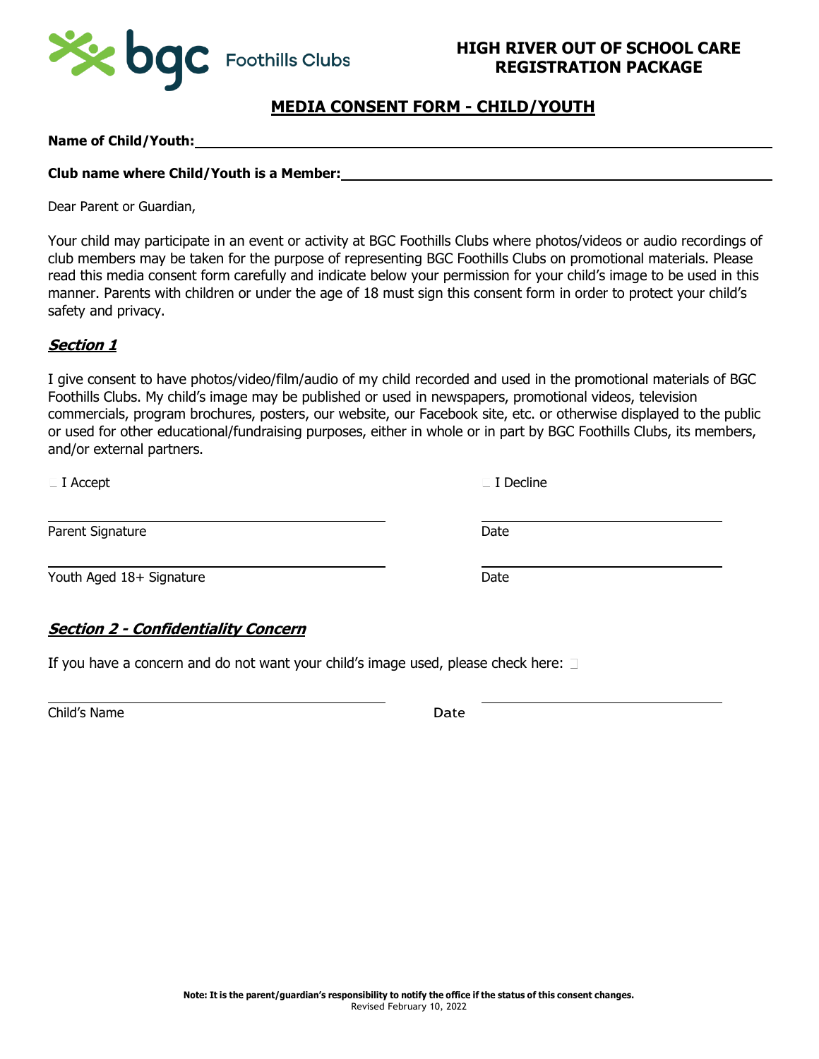**HIGH RIVER OUT OF SCHOOL CARE**
**REGISTRATION PACKAGE**

# MEDIA CONSENT FORM - CHILD/YOUTH

**Name of Child/Youth:** ______________________________________________

**Club name where Child/Youth is a Member:** ______________________________________________

Dear Parent or Guardian,

Your child may participate in an event or activity at BGC Foothills Clubs where photos/videos or audio recordings of club members may be taken for the purpose of representing BGC Foothills Clubs on promotional materials. Please read this media consent form carefully and indicate below your permission for your child's image to be used in this manner. Parents with children or under the age of 18 must sign this consent form in order to protect your child's safety and privacy.

## ***Section 1***

I give consent to have photos/video/film/audio of my child recorded and used in the promotional materials of BGC Foothills Clubs. My child's image may be published or used in newspapers, promotional videos, television commercials, program brochures, posters, our website, our Facebook site, etc. or otherwise displayed to the public or used for other educational/fundraising purposes, either in whole or in part by BGC Foothills Clubs, its members, and/or external partners.

☐ I Accept ☐ I Decline

______________________________ ______________________________

Parent Signature Date

______________________________ ______________________________

Youth Aged 18+ Signature Date

## ***Section 2 - Confidentiality Concern***

If you have a concern and do not want your child's image used, please check here: ☐

______________________________ ______________________________

Child's Name Date

**Note: It is the parent/guardian's responsibility to notify the office if the status of this consent changes.**
Revised February 10, 2022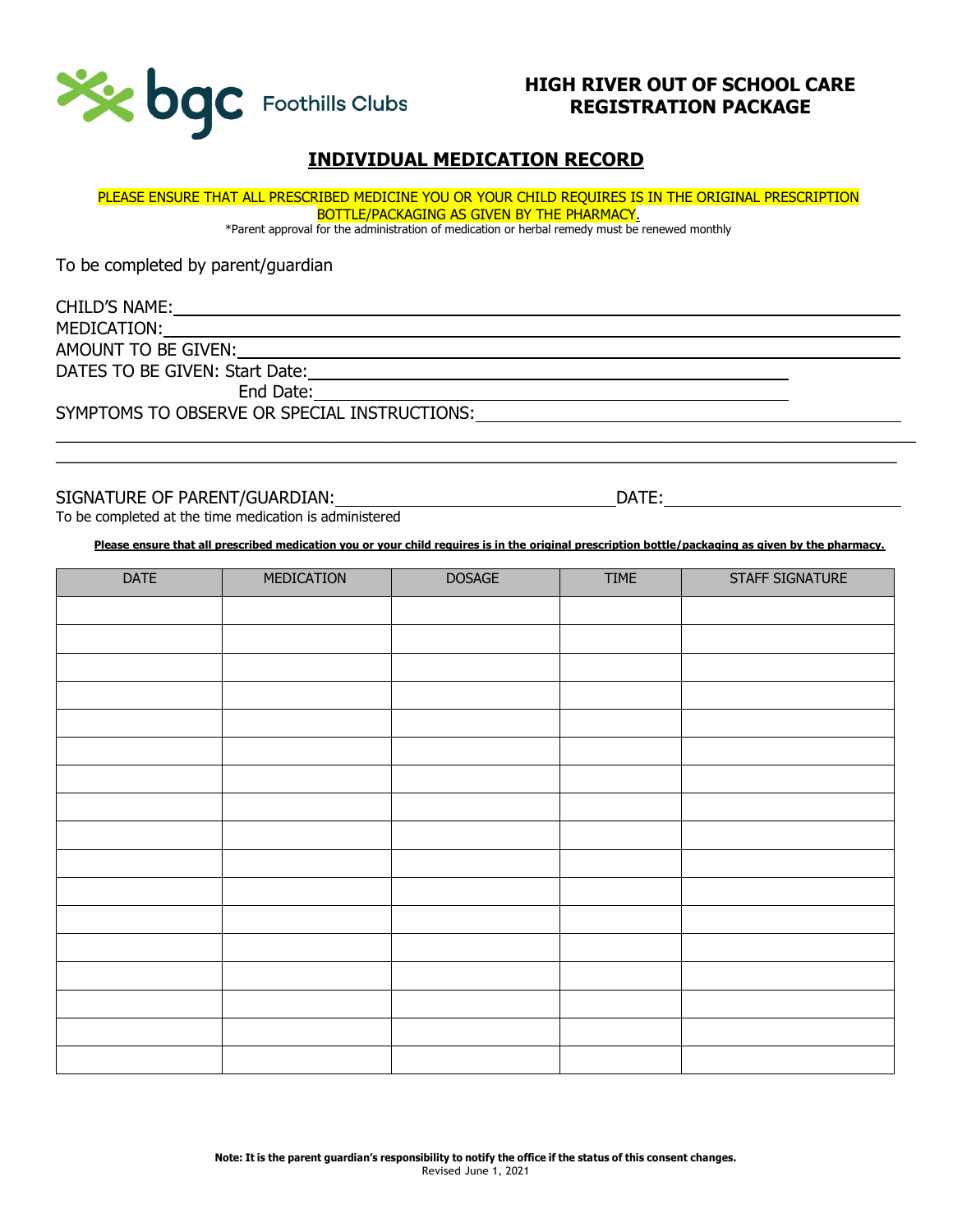bgc Foothills Clubs

**HIGH RIVER OUT OF SCHOOL CARE**
**REGISTRATION PACKAGE**

## INDIVIDUAL MEDICATION RECORD

PLEASE ENSURE THAT ALL PRESCRIBED MEDICINE YOU OR YOUR CHILD REQUIRES IS IN THE ORIGINAL PRESCRIPTION BOTTLE/PACKAGING AS GIVEN BY THE PHARMACY.

*Parent approval for the administration of medication or herbal remedy must be renewed monthly

To be completed by parent/guardian

CHILD'S NAME: ______________________________

MEDICATION: ______________________________

AMOUNT TO BE GIVEN: ______________________________

DATES TO BE GIVEN: Start Date: ______________________________

End Date: ______________________________

SYMPTOMS TO OBSERVE OR SPECIAL INSTRUCTIONS: ______________________________

______________________________

______________________________

SIGNATURE OF PARENT/GUARDIAN: ______________________________ DATE: ______________________________

To be completed at the time medication is administered

**Please ensure that all prescribed medication you or your child requires is in the original prescription bottle/packaging as given by the pharmacy.**

| DATE | MEDICATION | DOSAGE | TIME | STAFF SIGNATURE |
|---|---|---|---|---|
| | | | | |
| | | | | |
| | | | | |
| | | | | |
| | | | | |
| | | | | |
| | | | | |
| | | | | |
| | | | | |
| | | | | |
| | | | | |
| | | | | |
| | | | | |
| | | | | |
| | | | | |
| | | | | |
| | | | | |

**Note: It is the parent guardian's responsibility to notify the office if the status of this consent changes.**

Revised June 1, 2021